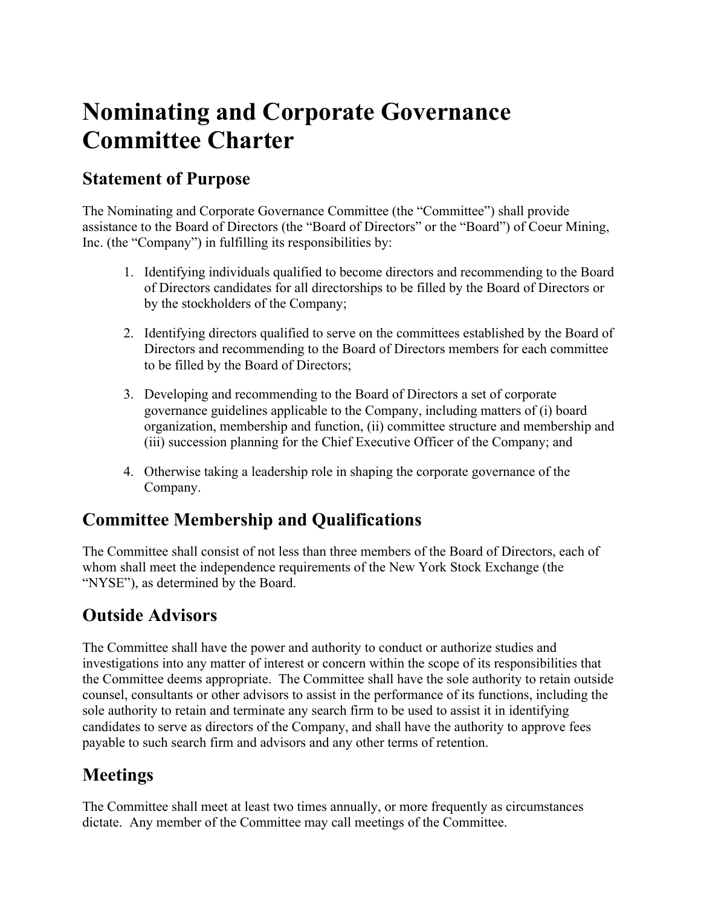# Nominating and Corporate Governance Committee Charter

## Statement of Purpose

The Nominating and Corporate Governance Committee (the "Committee") shall provide assistance to the Board of Directors (the "Board of Directors" or the "Board") of Coeur Mining, Inc. (the "Company") in fulfilling its responsibilities by:

1. Identifying individuals qualified to become directors and recommending to the Board of Directors candidates for all directorships to be filled by the Board of Directors or by the stockholders of the Company;

2. Identifying directors qualified to serve on the committees established by the Board of Directors and recommending to the Board of Directors members for each committee to be filled by the Board of Directors;

3. Developing and recommending to the Board of Directors a set of corporate governance guidelines applicable to the Company, including matters of (i) board organization, membership and function, (ii) committee structure and membership and (iii) succession planning for the Chief Executive Officer of the Company; and

4. Otherwise taking a leadership role in shaping the corporate governance of the Company.

## Committee Membership and Qualifications

The Committee shall consist of not less than three members of the Board of Directors, each of whom shall meet the independence requirements of the New York Stock Exchange (the "NYSE"), as determined by the Board.

## Outside Advisors

The Committee shall have the power and authority to conduct or authorize studies and investigations into any matter of interest or concern within the scope of its responsibilities that the Committee deems appropriate. The Committee shall have the sole authority to retain outside counsel, consultants or other advisors to assist in the performance of its functions, including the sole authority to retain and terminate any search firm to be used to assist it in identifying candidates to serve as directors of the Company, and shall have the authority to approve fees payable to such search firm and advisors and any other terms of retention.

## Meetings

The Committee shall meet at least two times annually, or more frequently as circumstances dictate. Any member of the Committee may call meetings of the Committee.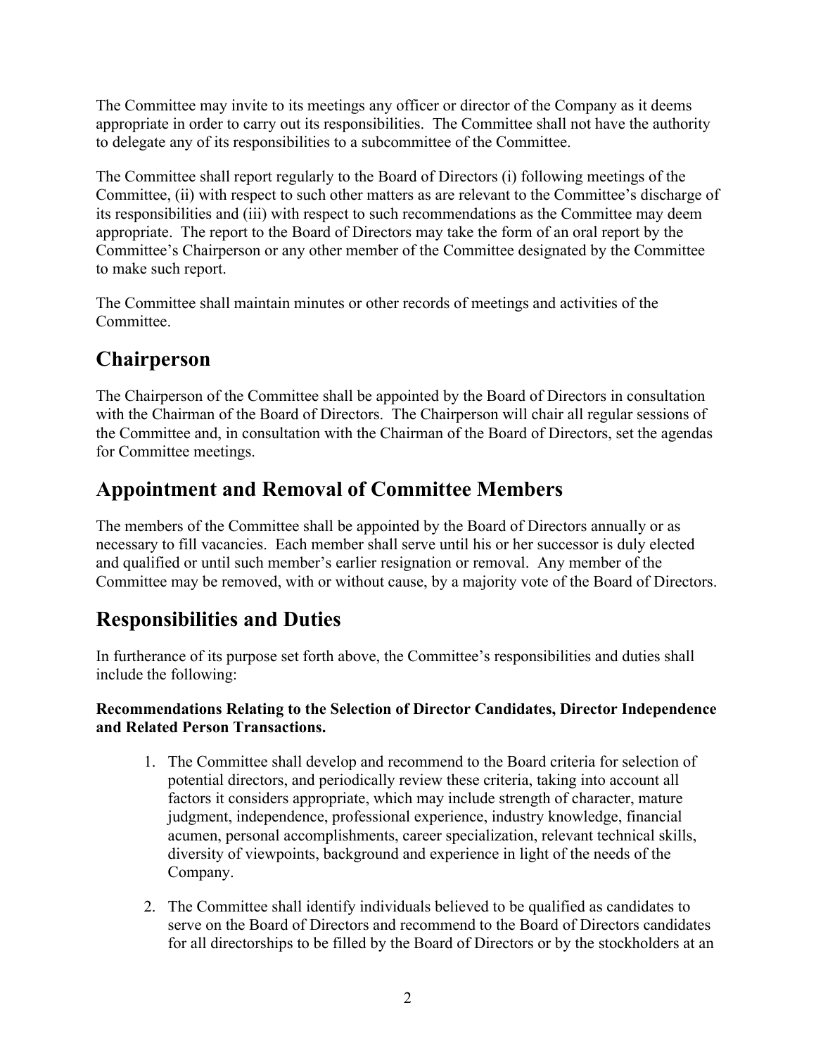The Committee may invite to its meetings any officer or director of the Company as it deems appropriate in order to carry out its responsibilities. The Committee shall not have the authority to delegate any of its responsibilities to a subcommittee of the Committee.

The Committee shall report regularly to the Board of Directors (i) following meetings of the Committee, (ii) with respect to such other matters as are relevant to the Committee's discharge of its responsibilities and (iii) with respect to such recommendations as the Committee may deem appropriate. The report to the Board of Directors may take the form of an oral report by the Committee's Chairperson or any other member of the Committee designated by the Committee to make such report.

The Committee shall maintain minutes or other records of meetings and activities of the Committee.

## Chairperson

The Chairperson of the Committee shall be appointed by the Board of Directors in consultation with the Chairman of the Board of Directors. The Chairperson will chair all regular sessions of the Committee and, in consultation with the Chairman of the Board of Directors, set the agendas for Committee meetings.

## Appointment and Removal of Committee Members

The members of the Committee shall be appointed by the Board of Directors annually or as necessary to fill vacancies. Each member shall serve until his or her successor is duly elected and qualified or until such member's earlier resignation or removal. Any member of the Committee may be removed, with or without cause, by a majority vote of the Board of Directors.

## Responsibilities and Duties

In furtherance of its purpose set forth above, the Committee's responsibilities and duties shall include the following:

**Recommendations Relating to the Selection of Director Candidates, Director Independence and Related Person Transactions.**

1. The Committee shall develop and recommend to the Board criteria for selection of potential directors, and periodically review these criteria, taking into account all factors it considers appropriate, which may include strength of character, mature judgment, independence, professional experience, industry knowledge, financial acumen, personal accomplishments, career specialization, relevant technical skills, diversity of viewpoints, background and experience in light of the needs of the Company.

2. The Committee shall identify individuals believed to be qualified as candidates to serve on the Board of Directors and recommend to the Board of Directors candidates for all directorships to be filled by the Board of Directors or by the stockholders at an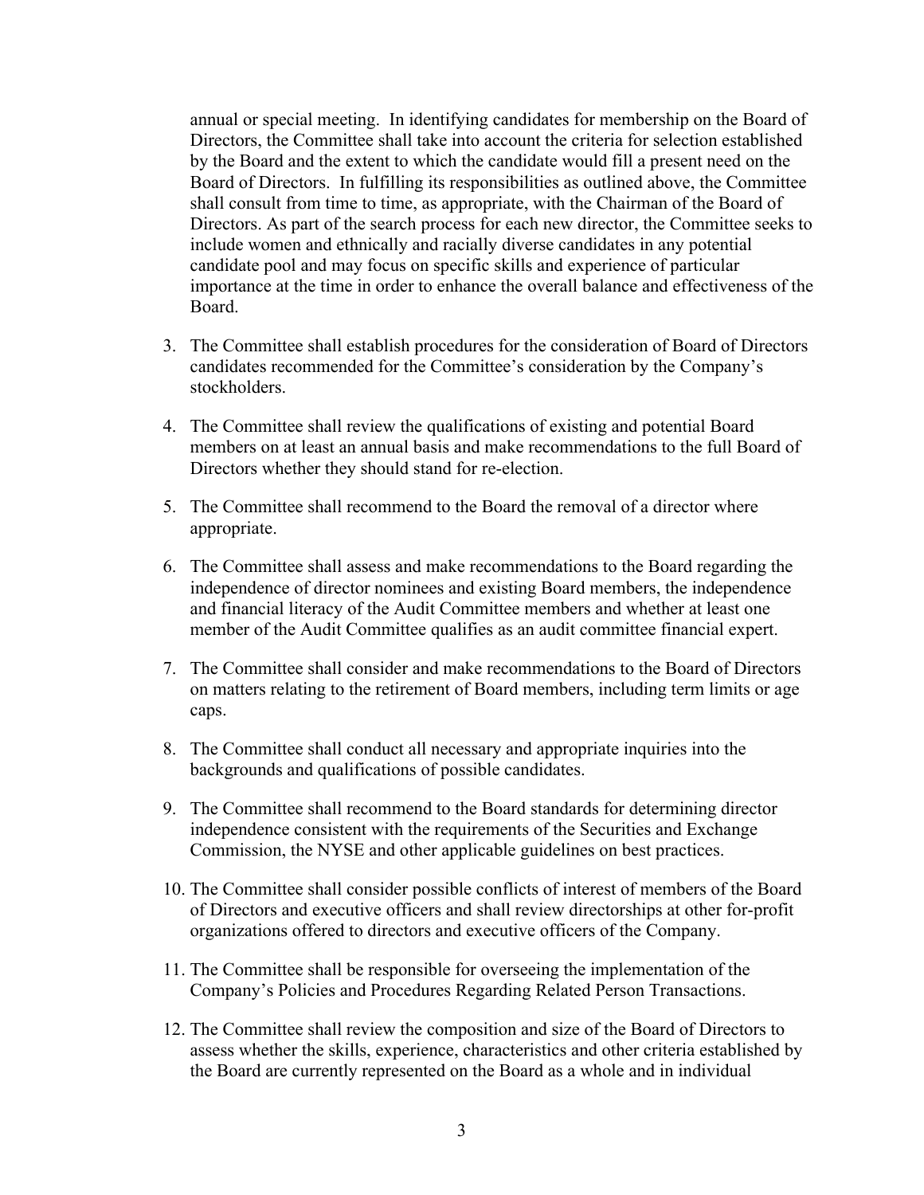annual or special meeting. In identifying candidates for membership on the Board of Directors, the Committee shall take into account the criteria for selection established by the Board and the extent to which the candidate would fill a present need on the Board of Directors. In fulfilling its responsibilities as outlined above, the Committee shall consult from time to time, as appropriate, with the Chairman of the Board of Directors. As part of the search process for each new director, the Committee seeks to include women and ethnically and racially diverse candidates in any potential candidate pool and may focus on specific skills and experience of particular importance at the time in order to enhance the overall balance and effectiveness of the Board.

3. The Committee shall establish procedures for the consideration of Board of Directors candidates recommended for the Committee's consideration by the Company's stockholders.

4. The Committee shall review the qualifications of existing and potential Board members on at least an annual basis and make recommendations to the full Board of Directors whether they should stand for re-election.

5. The Committee shall recommend to the Board the removal of a director where appropriate.

6. The Committee shall assess and make recommendations to the Board regarding the independence of director nominees and existing Board members, the independence and financial literacy of the Audit Committee members and whether at least one member of the Audit Committee qualifies as an audit committee financial expert.

7. The Committee shall consider and make recommendations to the Board of Directors on matters relating to the retirement of Board members, including term limits or age caps.

8. The Committee shall conduct all necessary and appropriate inquiries into the backgrounds and qualifications of possible candidates.

9. The Committee shall recommend to the Board standards for determining director independence consistent with the requirements of the Securities and Exchange Commission, the NYSE and other applicable guidelines on best practices.

10. The Committee shall consider possible conflicts of interest of members of the Board of Directors and executive officers and shall review directorships at other for-profit organizations offered to directors and executive officers of the Company.

11. The Committee shall be responsible for overseeing the implementation of the Company's Policies and Procedures Regarding Related Person Transactions.

12. The Committee shall review the composition and size of the Board of Directors to assess whether the skills, experience, characteristics and other criteria established by the Board are currently represented on the Board as a whole and in individual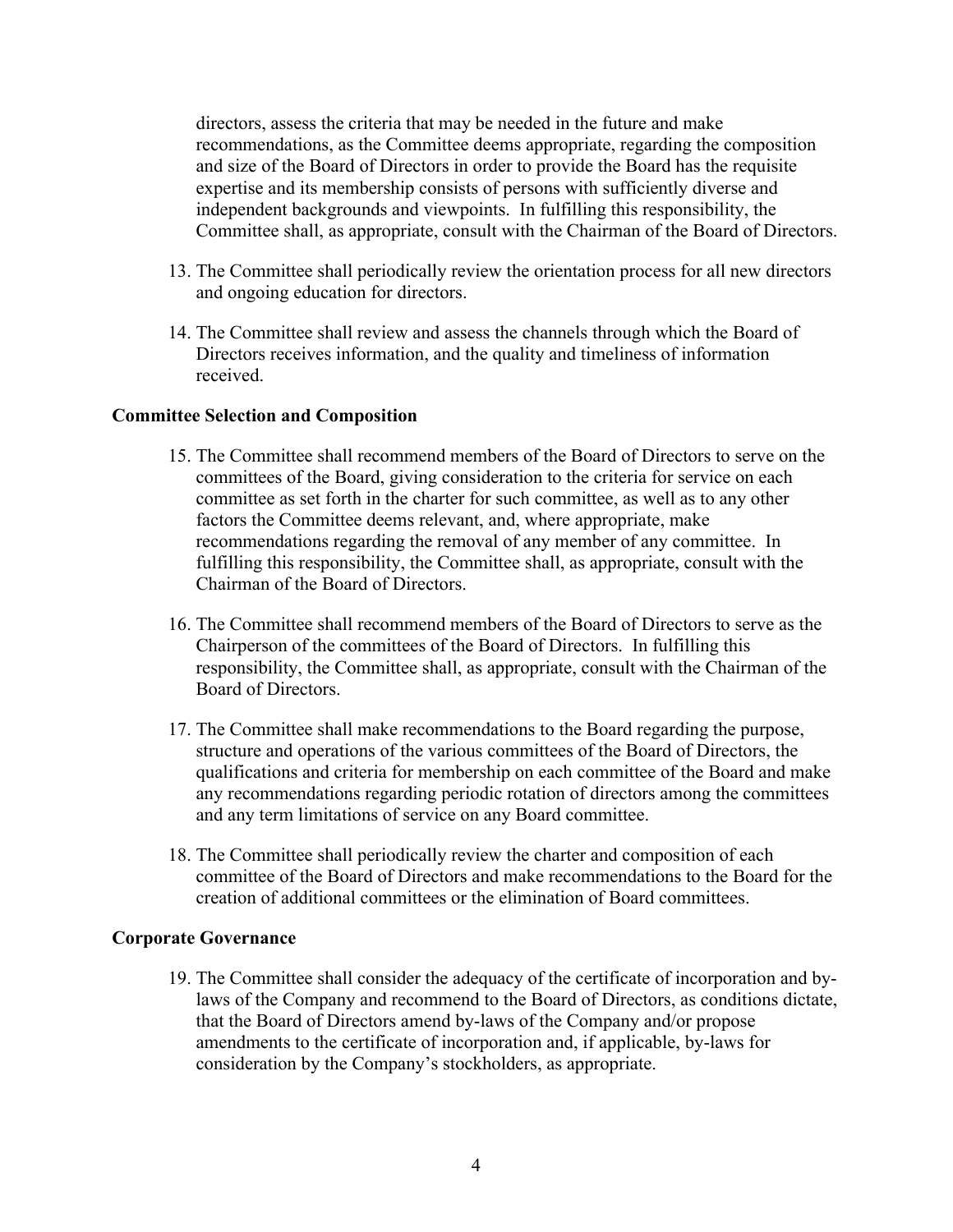directors, assess the criteria that may be needed in the future and make recommendations, as the Committee deems appropriate, regarding the composition and size of the Board of Directors in order to provide the Board has the requisite expertise and its membership consists of persons with sufficiently diverse and independent backgrounds and viewpoints. In fulfilling this responsibility, the Committee shall, as appropriate, consult with the Chairman of the Board of Directors.

13. The Committee shall periodically review the orientation process for all new directors and ongoing education for directors.

14. The Committee shall review and assess the channels through which the Board of Directors receives information, and the quality and timeliness of information received.

**Committee Selection and Composition**

15. The Committee shall recommend members of the Board of Directors to serve on the committees of the Board, giving consideration to the criteria for service on each committee as set forth in the charter for such committee, as well as to any other factors the Committee deems relevant, and, where appropriate, make recommendations regarding the removal of any member of any committee. In fulfilling this responsibility, the Committee shall, as appropriate, consult with the Chairman of the Board of Directors.

16. The Committee shall recommend members of the Board of Directors to serve as the Chairperson of the committees of the Board of Directors. In fulfilling this responsibility, the Committee shall, as appropriate, consult with the Chairman of the Board of Directors.

17. The Committee shall make recommendations to the Board regarding the purpose, structure and operations of the various committees of the Board of Directors, the qualifications and criteria for membership on each committee of the Board and make any recommendations regarding periodic rotation of directors among the committees and any term limitations of service on any Board committee.

18. The Committee shall periodically review the charter and composition of each committee of the Board of Directors and make recommendations to the Board for the creation of additional committees or the elimination of Board committees.

**Corporate Governance**

19. The Committee shall consider the adequacy of the certificate of incorporation and by-laws of the Company and recommend to the Board of Directors, as conditions dictate, that the Board of Directors amend by-laws of the Company and/or propose amendments to the certificate of incorporation and, if applicable, by-laws for consideration by the Company's stockholders, as appropriate.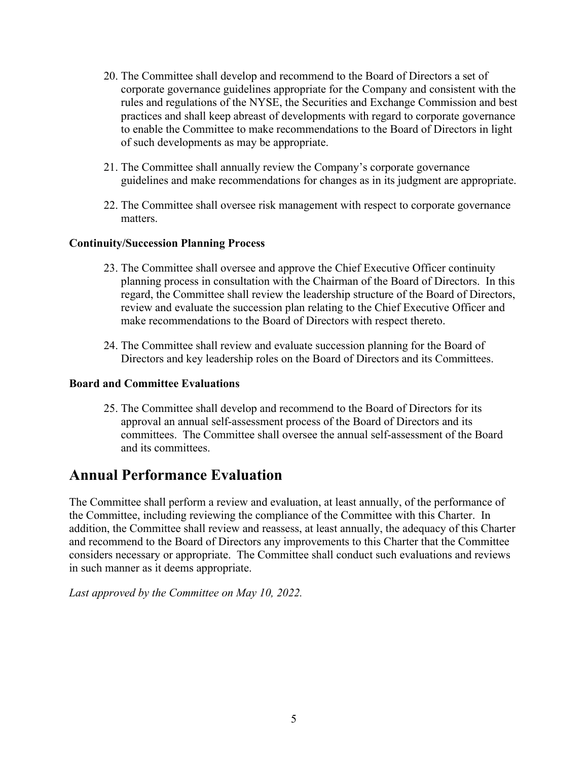20. The Committee shall develop and recommend to the Board of Directors a set of corporate governance guidelines appropriate for the Company and consistent with the rules and regulations of the NYSE, the Securities and Exchange Commission and best practices and shall keep abreast of developments with regard to corporate governance to enable the Committee to make recommendations to the Board of Directors in light of such developments as may be appropriate.

21. The Committee shall annually review the Company's corporate governance guidelines and make recommendations for changes as in its judgment are appropriate.

22. The Committee shall oversee risk management with respect to corporate governance matters.

**Continuity/Succession Planning Process**

23. The Committee shall oversee and approve the Chief Executive Officer continuity planning process in consultation with the Chairman of the Board of Directors. In this regard, the Committee shall review the leadership structure of the Board of Directors, review and evaluate the succession plan relating to the Chief Executive Officer and make recommendations to the Board of Directors with respect thereto.

24. The Committee shall review and evaluate succession planning for the Board of Directors and key leadership roles on the Board of Directors and its Committees.

**Board and Committee Evaluations**

25. The Committee shall develop and recommend to the Board of Directors for its approval an annual self-assessment process of the Board of Directors and its committees. The Committee shall oversee the annual self-assessment of the Board and its committees.

## Annual Performance Evaluation

The Committee shall perform a review and evaluation, at least annually, of the performance of the Committee, including reviewing the compliance of the Committee with this Charter. In addition, the Committee shall review and reassess, at least annually, the adequacy of this Charter and recommend to the Board of Directors any improvements to this Charter that the Committee considers necessary or appropriate. The Committee shall conduct such evaluations and reviews in such manner as it deems appropriate.

*Last approved by the Committee on May 10, 2022.*